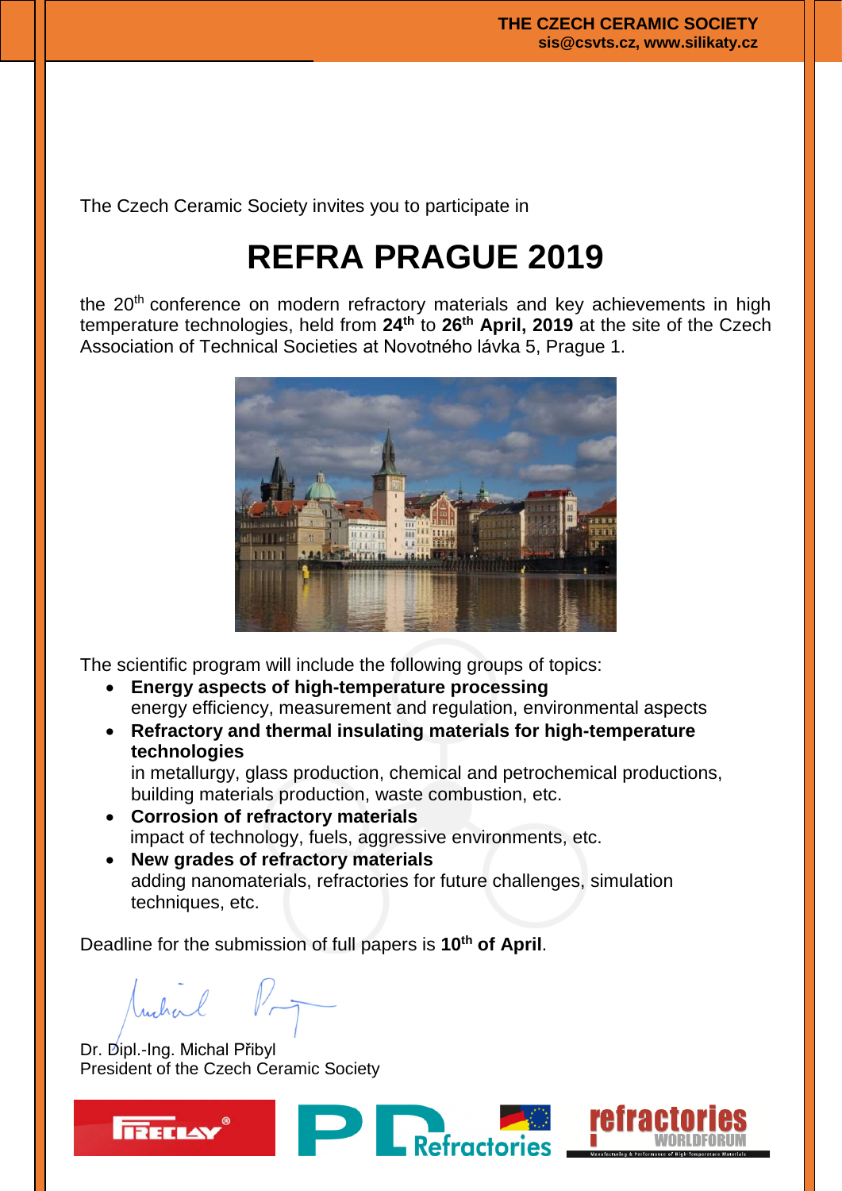The Czech Ceramic Society invites you to participate in

# REFRA PRAGUE 2019

the 20th conference on modern refractory materials and key achievements in high temperature technologies, held from **24th** to **26th April, 2019** at the site of the Czech Association of Technical Societies at Novotného lávka 5, Prague 1.

The scientific program will include the following groups of topics:

- **Energy aspects of high-temperature processing**
  energy efficiency, measurement and regulation, environmental aspects
- **Refractory and thermal insulating materials for high-temperature technologies**
  in metallurgy, glass production, chemical and petrochemical productions, building materials production, waste combustion, etc.
- **Corrosion of refractory materials**
  impact of technology, fuels, aggressive environments, etc.
- **New grades of refractory materials**
  adding nanomaterials, refractories for future challenges, simulation techniques, etc.

Deadline for the submission of full papers is **10th of April**.

Dr. Dipl.-Ing. Michal Přibyl
President of the Czech Ceramic Society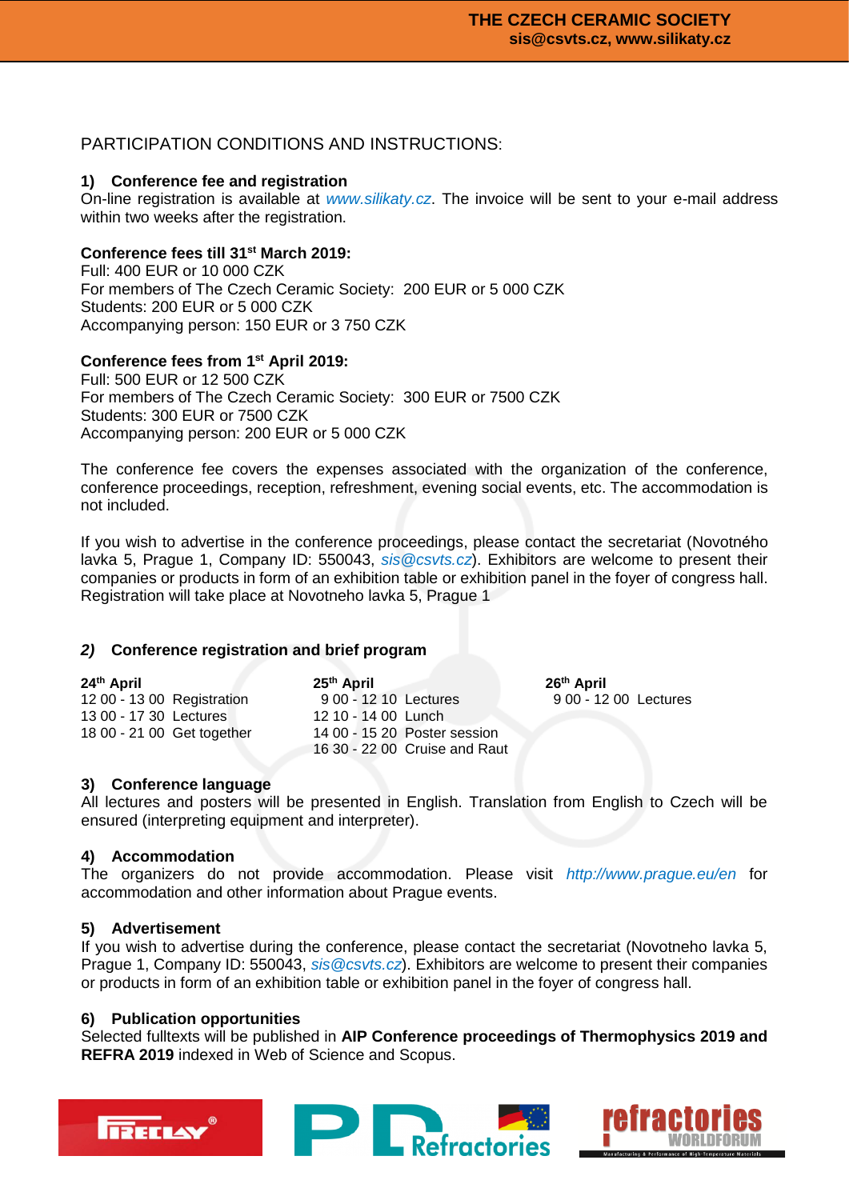PARTICIPATION CONDITIONS AND INSTRUCTIONS:

### 1) Conference fee and registration

On-line registration is available at *www.silikaty.cz*. The invoice will be sent to your e-mail address within two weeks after the registration.

**Conference fees till 31st March 2019:**
Full: 400 EUR or 10 000 CZK
For members of The Czech Ceramic Society: 200 EUR or 5 000 CZK
Students: 200 EUR or 5 000 CZK
Accompanying person: 150 EUR or 3 750 CZK

**Conference fees from 1st April 2019:**
Full: 500 EUR or 12 500 CZK
For members of The Czech Ceramic Society: 300 EUR or 7500 CZK
Students: 300 EUR or 7500 CZK
Accompanying person: 200 EUR or 5 000 CZK

The conference fee covers the expenses associated with the organization of the conference, conference proceedings, reception, refreshment, evening social events, etc. The accommodation is not included.

If you wish to advertise in the conference proceedings, please contact the secretariat (Novotného lavka 5, Prague 1, Company ID: 550043, *sis@csvts.cz*). Exhibitors are welcome to present their companies or products in form of an exhibition table or exhibition panel in the foyer of congress hall. Registration will take place at Novotneho lavka 5, Prague 1

### *2)* Conference registration and brief program

**24th April**
12 00 - 13 00 Registration
13 00 - 17 30 Lectures
18 00 - 21 00 Get together

**25th April**
9 00 - 12 10 Lectures
12 10 - 14 00 Lunch
14 00 - 15 20 Poster session
16 30 - 22 00 Cruise and Raut

**26th April**
9 00 - 12 00 Lectures

### 3) Conference language

All lectures and posters will be presented in English. Translation from English to Czech will be ensured (interpreting equipment and interpreter).

### 4) Accommodation

The organizers do not provide accommodation. Please visit *http://www.prague.eu/en* for accommodation and other information about Prague events.

### 5) Advertisement

If you wish to advertise during the conference, please contact the secretariat (Novotneho lavka 5, Prague 1, Company ID: 550043, *sis@csvts.cz*). Exhibitors are welcome to present their companies or products in form of an exhibition table or exhibition panel in the foyer of congress hall.

### 6) Publication opportunities

Selected fulltexts will be published in **AIP Conference proceedings of Thermophysics 2019 and REFRA 2019** indexed in Web of Science and Scopus.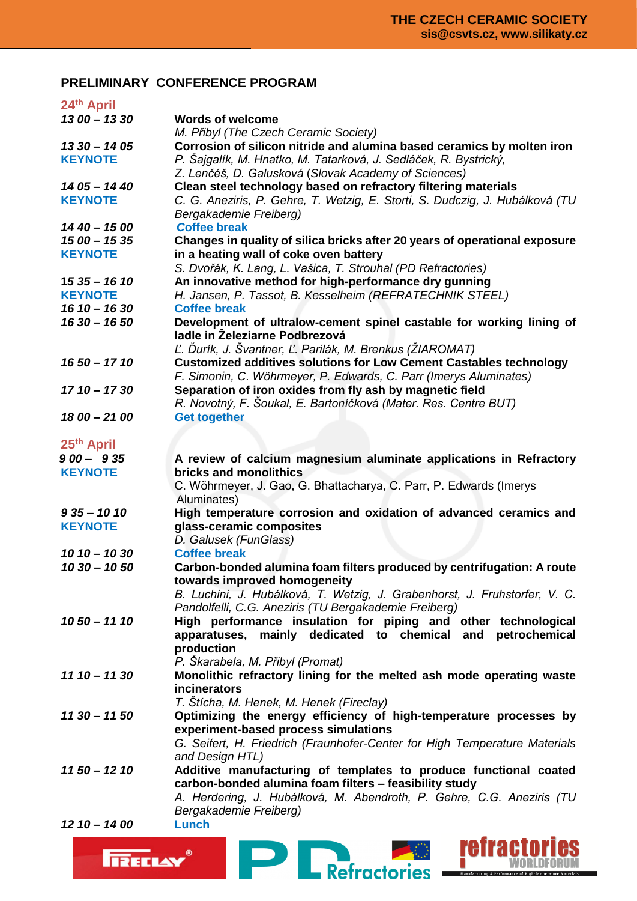## PRELIMINARY CONFERENCE PROGRAM

### 24th April

| | |
|---|---|
| *13 00 – 13 30* | **Words of welcome**<br>*M. Přibyl (The Czech Ceramic Society)* |
| *13 30 – 14 05*<br>**KEYNOTE** | **Corrosion of silicon nitride and alumina based ceramics by molten iron**<br>*P. Šajgalík, M. Hnatko, M. Tatarková, J. Sedláček, R. Bystrický, Z. Lenčéš, D. Galusková (Slovak Academy of Sciences)* |
| *14 05 – 14 40*<br>**KEYNOTE** | **Clean steel technology based on refractory filtering materials**<br>*C. G. Aneziris, P. Gehre, T. Wetzig, E. Storti, S. Dudczig, J. Hubálková (TU Bergakademie Freiberg)* |
| *14 40 – 15 00* | **Coffee break** |
| *15 00 – 15 35*<br>**KEYNOTE** | **Changes in quality of silica bricks after 20 years of operational exposure in a heating wall of coke oven battery**<br>*S. Dvořák, K. Lang, L. Vašica, T. Strouhal (PD Refractories)* |
| *15 35 – 16 10*<br>**KEYNOTE** | **An innovative method for high-performance dry gunning**<br>*H. Jansen, P. Tassot, B. Kesselheim (REFRATECHNIK STEEL)* |
| *16 10 – 16 30* | **Coffee break** |
| *16 30 – 16 50* | **Development of ultralow-cement spinel castable for working lining of ladle in Železiarne Podbrezová**<br>*Ľ. Ďurík, J. Švantner, Ľ. Parilák, M. Brenkus (ŽIAROMAT)* |
| *16 50 – 17 10* | **Customized additives solutions for Low Cement Castables technology**<br>*F. Simonin, C. Wöhrmeyer, P. Edwards, C. Parr (Imerys Aluminates)* |
| *17 10 – 17 30* | **Separation of iron oxides from fly ash by magnetic field**<br>*R. Novotný, F. Šoukal, E. Bartoníčková (Mater. Res. Centre BUT)* |
| *18 00 – 21 00* | **Get together** |

### 25th April

| | |
|---|---|
| *9 00 – 9 35*<br>**KEYNOTE** | **A review of calcium magnesium aluminate applications in Refractory bricks and monolithics**<br>C. Wöhrmeyer, J. Gao, G. Bhattacharya, C. Parr, P. Edwards (Imerys Aluminates) |
| *9 35 – 10 10*<br>**KEYNOTE** | **High temperature corrosion and oxidation of advanced ceramics and glass-ceramic composites**<br>*D. Galusek (FunGlass)* |
| *10 10 – 10 30* | **Coffee break** |
| *10 30 – 10 50* | **Carbon-bonded alumina foam filters produced by centrifugation: A route towards improved homogeneity**<br>*B. Luchini, J. Hubálková, T. Wetzig, J. Grabenhorst, J. Fruhstorfer, V. C. Pandolfelli, C.G. Aneziris (TU Bergakademie Freiberg)* |
| *10 50 – 11 10* | **High performance insulation for piping and other technological apparatuses, mainly dedicated to chemical and petrochemical production**<br>*P. Škarabela, M. Přibyl (Promat)* |
| *11 10 – 11 30* | **Monolithic refractory lining for the melted ash mode operating waste incinerators**<br>*T. Štícha, M. Henek, M. Henek (Fireclay)* |
| *11 30 – 11 50* | **Optimizing the energy efficiency of high-temperature processes by experiment-based process simulations**<br>*G. Seifert, H. Friedrich (Fraunhofer-Center for High Temperature Materials and Design HTL)* |
| *11 50 – 12 10* | **Additive manufacturing of templates to produce functional coated carbon-bonded alumina foam filters – feasibility study**<br>*A. Herdering, J. Hubálková, M. Abendroth, P. Gehre, C.G. Aneziris (TU Bergakademie Freiberg)* |
| *12 10 – 14 00* | **Lunch** |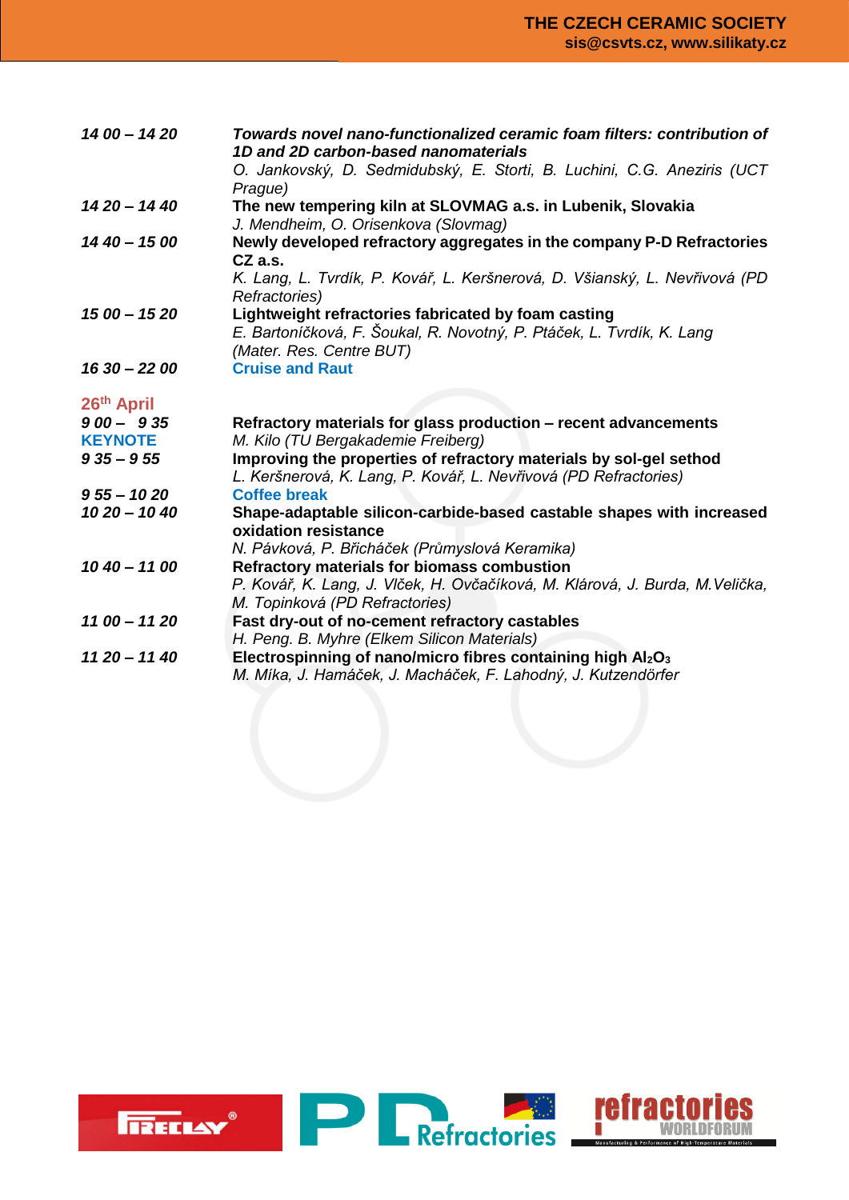| | |
|---|---|
| ***14 00 – 14 20*** | ***Towards novel nano-functionalized ceramic foam filters: contribution of 1D and 2D carbon-based nanomaterials*** <br> *O. Jankovský, D. Sedmidubský, E. Storti, B. Luchini, C.G. Aneziris (UCT Prague)* |
| ***14 20 – 14 40*** | **The new tempering kiln at SLOVMAG a.s. in Lubenik, Slovakia** <br> *J. Mendheim, O. Orisenkova (Slovmag)* |
| ***14 40 – 15 00*** | **Newly developed refractory aggregates in the company P-D Refractories CZ a.s.** <br> *K. Lang, L. Tvrdík, P. Kovář, L. Keršnerová, D. Všianský, L. Nevřivová (PD Refractories)* |
| ***15 00 – 15 20*** | **Lightweight refractories fabricated by foam casting** <br> *E. Bartoníčková, F. Šoukal, R. Novotný, P. Ptáček, L. Tvrdík, K. Lang (Mater. Res. Centre BUT)* |
| ***16 30 – 22 00*** | **Cruise and Raut** |

**26th April**

| | |
|---|---|
| ***9 00 – 9 35*** <br> **KEYNOTE** | **Refractory materials for glass production – recent advancements** <br> *M. Kilo (TU Bergakademie Freiberg)* |
| ***9 35 – 9 55*** | **Improving the properties of refractory materials by sol-gel sethod** <br> *L. Keršnerová, K. Lang, P. Kovář, L. Nevřivová (PD Refractories)* |
| ***9 55 – 10 20*** | **Coffee break** |
| ***10 20 – 10 40*** | **Shape-adaptable silicon-carbide-based castable shapes with increased oxidation resistance** <br> *N. Pávková, P. Břicháček (Průmyslová Keramika)* |
| ***10 40 – 11 00*** | **Refractory materials for biomass combustion** <br> *P. Kovář, K. Lang, J. Vlček, H. Ovčačíková, M. Klárová, J. Burda, M.Velička, M. Topinková (PD Refractories)* |
| ***11 00 – 11 20*** | **Fast dry-out of no-cement refractory castables** <br> *H. Peng. B. Myhre (Elkem Silicon Materials)* |
| ***11 20 – 11 40*** | **Electrospinning of nano/micro fibres containing high $Al_2O_3$** <br> *M. Míka, J. Hamáček, J. Macháček, F. Lahodný, J. Kutzendörfer* |